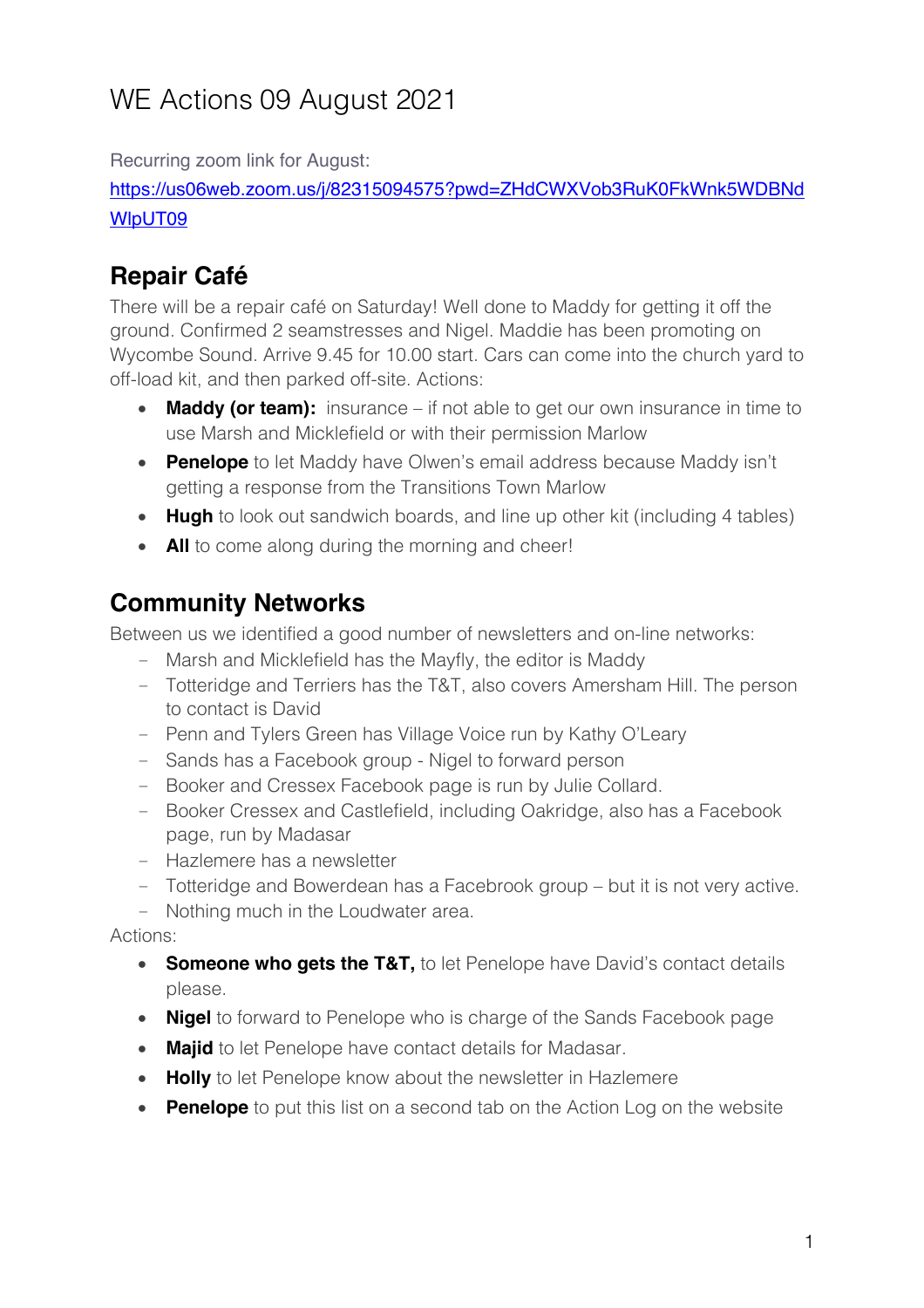# WE Actions 09 August 2021

Recurring zoom link for August:
[https://us06web.zoom.us/j/82315094575?pwd=ZHdCWXVob3RuK0FkWnk5WDBNdWlpUT09](https://us06web.zoom.us/j/82315094575?pwd=ZHdCWXVob3RuK0FkWnk5WDBNdWlpUT09)

## Repair Café

There will be a repair café on Saturday! Well done to Maddy for getting it off the ground. Confirmed 2 seamstresses and Nigel. Maddie has been promoting on Wycombe Sound. Arrive 9.45 for 10.00 start. Cars can come into the church yard to off-load kit, and then parked off-site. Actions:

- **Maddy (or team):** insurance – if not able to get our own insurance in time to use Marsh and Micklefield or with their permission Marlow
- **Penelope** to let Maddy have Olwen's email address because Maddy isn't getting a response from the Transitions Town Marlow
- **Hugh** to look out sandwich boards, and line up other kit (including 4 tables)
- **All** to come along during the morning and cheer!

## Community Networks

Between us we identified a good number of newsletters and on-line networks:

- Marsh and Micklefield has the Mayfly, the editor is Maddy
- Totteridge and Terriers has the T&T, also covers Amersham Hill. The person to contact is David
- Penn and Tylers Green has Village Voice run by Kathy O'Leary
- Sands has a Facebook group - Nigel to forward person
- Booker and Cressex Facebook page is run by Julie Collard.
- Booker Cressex and Castlefield, including Oakridge, also has a Facebook page, run by Madasar
- Hazlemere has a newsletter
- Totteridge and Bowerdean has a Facebrook group – but it is not very active.
- Nothing much in the Loudwater area.

Actions:

- **Someone who gets the T&T,** to let Penelope have David's contact details please.
- **Nigel** to forward to Penelope who is charge of the Sands Facebook page
- **Majid** to let Penelope have contact details for Madasar.
- **Holly** to let Penelope know about the newsletter in Hazlemere
- **Penelope** to put this list on a second tab on the Action Log on the website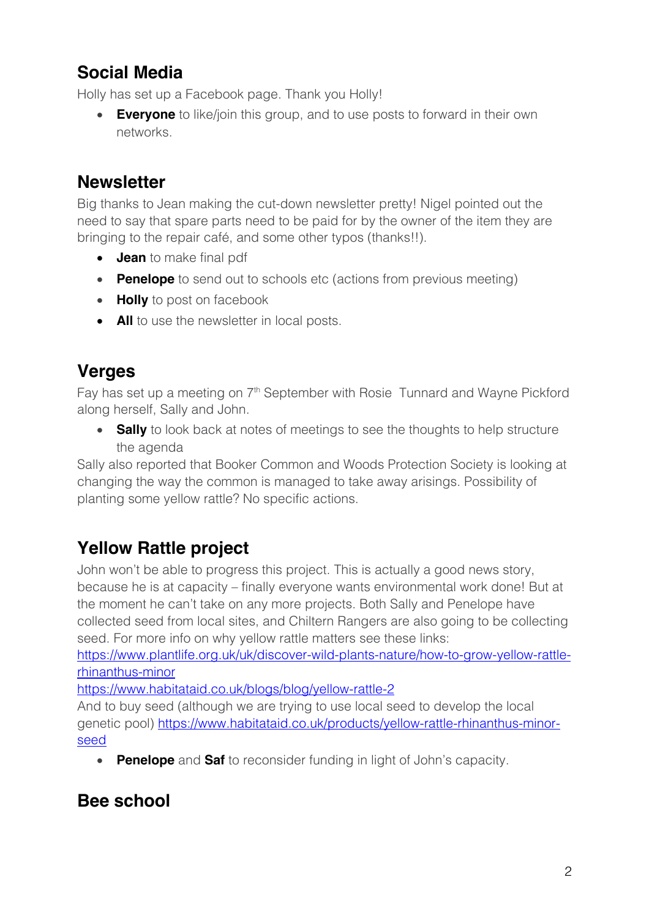## Social Media

Holly has set up a Facebook page. Thank you Holly!

- **Everyone** to like/join this group, and to use posts to forward in their own networks.

## Newsletter

Big thanks to Jean making the cut-down newsletter pretty! Nigel pointed out the need to say that spare parts need to be paid for by the owner of the item they are bringing to the repair café, and some other typos (thanks!!).

- **Jean** to make final pdf
- **Penelope** to send out to schools etc (actions from previous meeting)
- **Holly** to post on facebook
- **All** to use the newsletter in local posts.

## Verges

Fay has set up a meeting on 7th September with Rosie Tunnard and Wayne Pickford along herself, Sally and John.

- **Sally** to look back at notes of meetings to see the thoughts to help structure the agenda

Sally also reported that Booker Common and Woods Protection Society is looking at changing the way the common is managed to take away arisings. Possibility of planting some yellow rattle? No specific actions.

## Yellow Rattle project

John won't be able to progress this project. This is actually a good news story, because he is at capacity – finally everyone wants environmental work done! But at the moment he can't take on any more projects. Both Sally and Penelope have collected seed from local sites, and Chiltern Rangers are also going to be collecting seed. For more info on why yellow rattle matters see these links:
https://www.plantlife.org.uk/uk/discover-wild-plants-nature/how-to-grow-yellow-rattle-rhinanthus-minor
https://www.habitataid.co.uk/blogs/blog/yellow-rattle-2
And to buy seed (although we are trying to use local seed to develop the local genetic pool) https://www.habitataid.co.uk/products/yellow-rattle-rhinanthus-minor-seed

- **Penelope** and **Saf** to reconsider funding in light of John's capacity.

## Bee school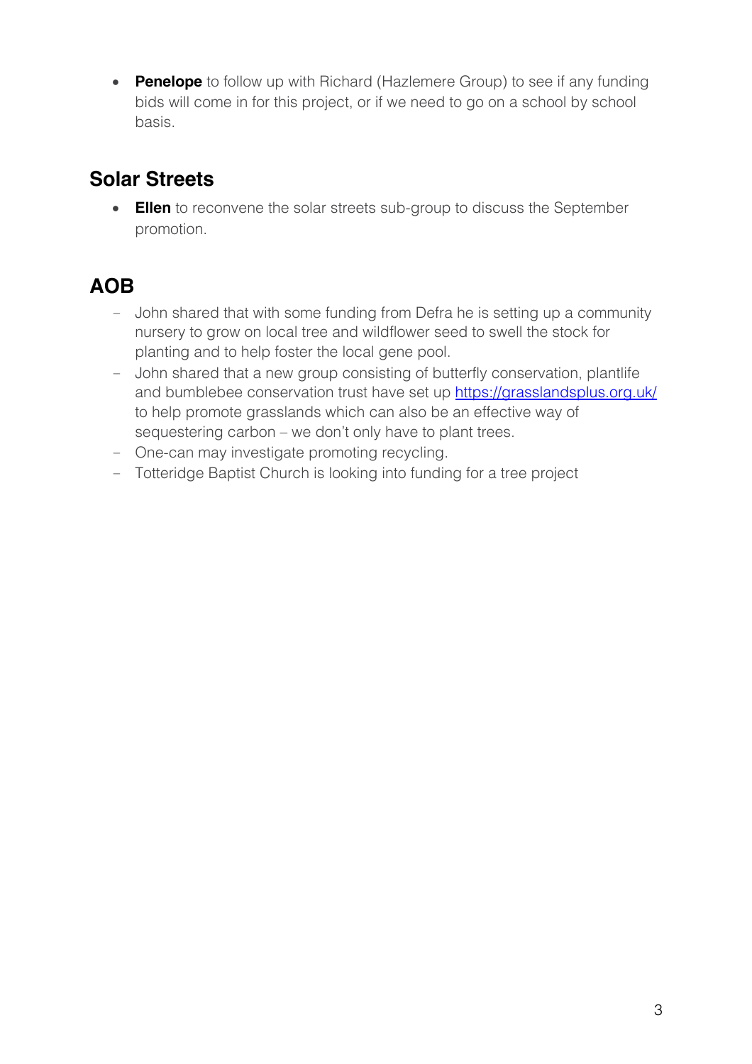- **Penelope** to follow up with Richard (Hazlemere Group) to see if any funding bids will come in for this project, or if we need to go on a school by school basis.

## Solar Streets

- **Ellen** to reconvene the solar streets sub-group to discuss the September promotion.

## AOB

- John shared that with some funding from Defra he is setting up a community nursery to grow on local tree and wildflower seed to swell the stock for planting and to help foster the local gene pool.
- John shared that a new group consisting of butterfly conservation, plantlife and bumblebee conservation trust have set up https://grasslandsplus.org.uk/ to help promote grasslands which can also be an effective way of sequestering carbon – we don't only have to plant trees.
- One-can may investigate promoting recycling.
- Totteridge Baptist Church is looking into funding for a tree project